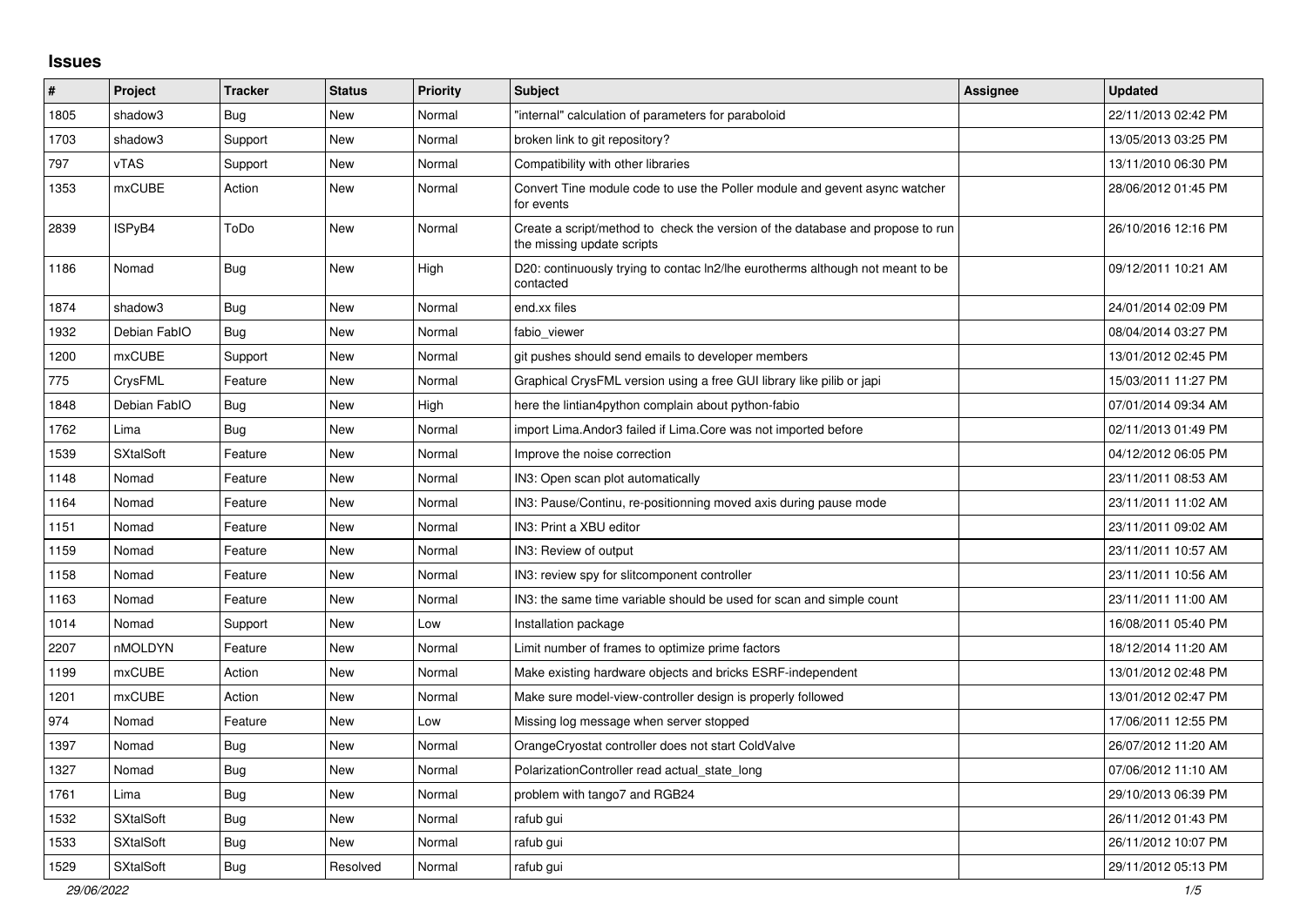## Issues

| # | Project | Tracker | Status | Priority | Subject | Assignee | Updated |
|---|---|---|---|---|---|---|---|
| 1805 | shadow3 | Bug | New | Normal | "internal" calculation of parameters for paraboloid | | 22/11/2013 02:42 PM |
| 1703 | shadow3 | Support | New | Normal | broken link to git repository? | | 13/05/2013 03:25 PM |
| 797 | vTAS | Support | New | Normal | Compatibility with other libraries | | 13/11/2010 06:30 PM |
| 1353 | mxCUBE | Action | New | Normal | Convert Tine module code to use the Poller module and gevent async watcher for events | | 28/06/2012 01:45 PM |
| 2839 | ISPyB4 | ToDo | New | Normal | Create a script/method to check the version of the database and propose to run the missing update scripts | | 26/10/2016 12:16 PM |
| 1186 | Nomad | Bug | New | High | D20: continuously trying to contac ln2/lhe eurotherms although not meant to be contacted | | 09/12/2011 10:21 AM |
| 1874 | shadow3 | Bug | New | Normal | end.xx files | | 24/01/2014 02:09 PM |
| 1932 | Debian FabIO | Bug | New | Normal | fabio_viewer | | 08/04/2014 03:27 PM |
| 1200 | mxCUBE | Support | New | Normal | git pushes should send emails to developer members | | 13/01/2012 02:45 PM |
| 775 | CrysFML | Feature | New | Normal | Graphical CrysFML version using a free GUI library like pilib or japi | | 15/03/2011 11:27 PM |
| 1848 | Debian FabIO | Bug | New | High | here the lintian4python complain about python-fabio | | 07/01/2014 09:34 AM |
| 1762 | Lima | Bug | New | Normal | import Lima.Andor3 failed if Lima.Core was not imported before | | 02/11/2013 01:49 PM |
| 1539 | SXtalSoft | Feature | New | Normal | Improve the noise correction | | 04/12/2012 06:05 PM |
| 1148 | Nomad | Feature | New | Normal | IN3: Open scan plot automatically | | 23/11/2011 08:53 AM |
| 1164 | Nomad | Feature | New | Normal | IN3: Pause/Continu, re-positionning moved axis during pause mode | | 23/11/2011 11:02 AM |
| 1151 | Nomad | Feature | New | Normal | IN3: Print a XBU editor | | 23/11/2011 09:02 AM |
| 1159 | Nomad | Feature | New | Normal | IN3: Review of output | | 23/11/2011 10:57 AM |
| 1158 | Nomad | Feature | New | Normal | IN3: review spy for slitcomponent controller | | 23/11/2011 10:56 AM |
| 1163 | Nomad | Feature | New | Normal | IN3: the same time variable should be used for scan and simple count | | 23/11/2011 11:00 AM |
| 1014 | Nomad | Support | New | Low | Installation package | | 16/08/2011 05:40 PM |
| 2207 | nMOLDYN | Feature | New | Normal | Limit number of frames to optimize prime factors | | 18/12/2014 11:20 AM |
| 1199 | mxCUBE | Action | New | Normal | Make existing hardware objects and bricks ESRF-independent | | 13/01/2012 02:48 PM |
| 1201 | mxCUBE | Action | New | Normal | Make sure model-view-controller design is properly followed | | 13/01/2012 02:47 PM |
| 974 | Nomad | Feature | New | Low | Missing log message when server stopped | | 17/06/2011 12:55 PM |
| 1397 | Nomad | Bug | New | Normal | OrangeCryostat controller does not start ColdValve | | 26/07/2012 11:20 AM |
| 1327 | Nomad | Bug | New | Normal | PolarizationController read actual_state_long | | 07/06/2012 11:10 AM |
| 1761 | Lima | Bug | New | Normal | problem with tango7 and RGB24 | | 29/10/2013 06:39 PM |
| 1532 | SXtalSoft | Bug | New | Normal | rafub gui | | 26/11/2012 01:43 PM |
| 1533 | SXtalSoft | Bug | New | Normal | rafub gui | | 26/11/2012 10:07 PM |
| 1529 | SXtalSoft | Bug | Resolved | Normal | rafub gui | | 29/11/2012 05:13 PM |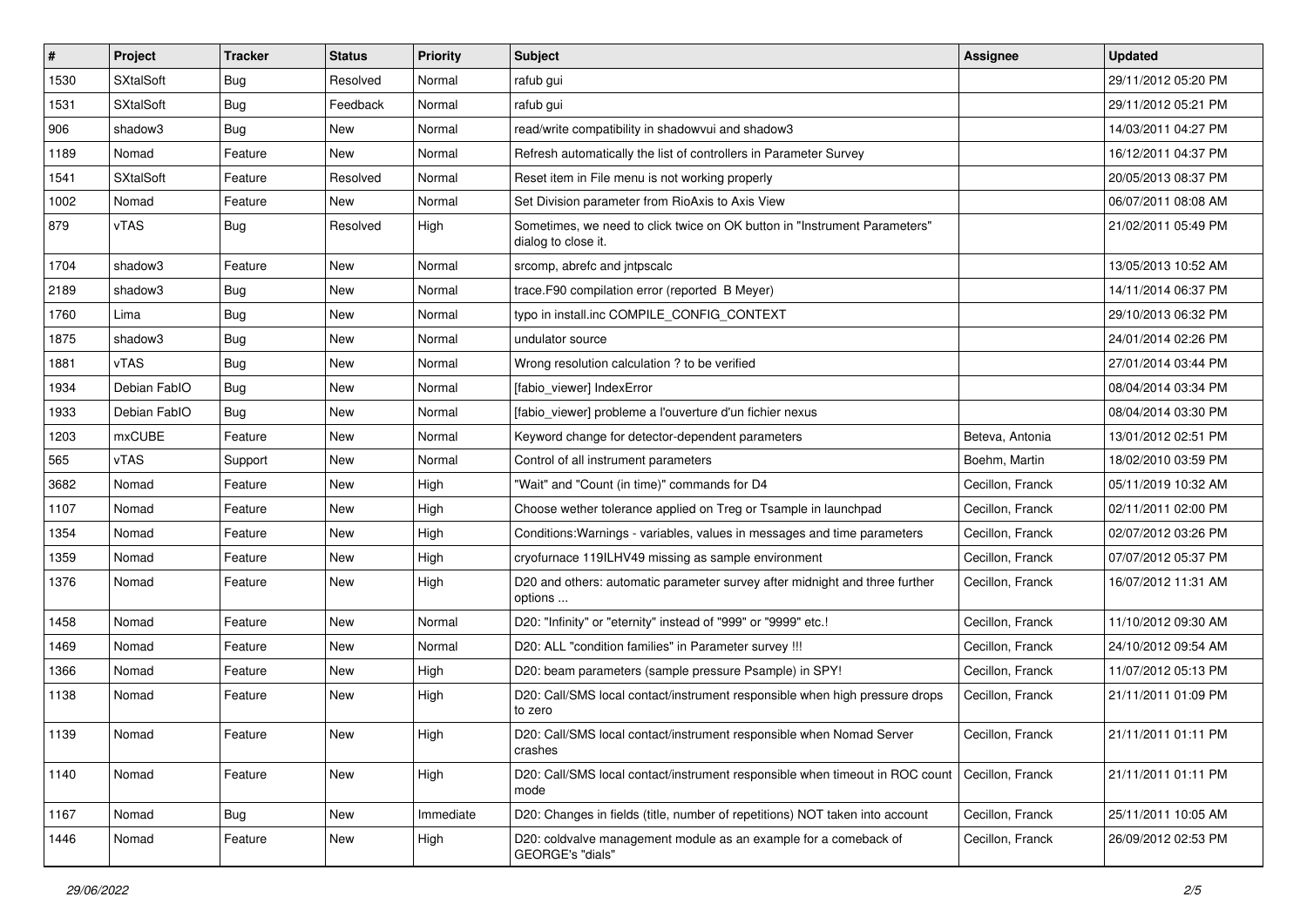| # | Project | Tracker | Status | Priority | Subject | Assignee | Updated |
|---|---|---|---|---|---|---|---|
| 1530 | SXtalSoft | Bug | Resolved | Normal | rafub gui | | 29/11/2012 05:20 PM |
| 1531 | SXtalSoft | Bug | Feedback | Normal | rafub gui | | 29/11/2012 05:21 PM |
| 906 | shadow3 | Bug | New | Normal | read/write compatibility in shadowvui and shadow3 | | 14/03/2011 04:27 PM |
| 1189 | Nomad | Feature | New | Normal | Refresh automatically the list of controllers in Parameter Survey | | 16/12/2011 04:37 PM |
| 1541 | SXtalSoft | Feature | Resolved | Normal | Reset item in File menu is not working properly | | 20/05/2013 08:37 PM |
| 1002 | Nomad | Feature | New | Normal | Set Division parameter from RioAxis to Axis View | | 06/07/2011 08:08 AM |
| 879 | vTAS | Bug | Resolved | High | Sometimes, we need to click twice on OK button in "Instrument Parameters" dialog to close it. | | 21/02/2011 05:49 PM |
| 1704 | shadow3 | Feature | New | Normal | srcomp, abrefc and jntpscalc | | 13/05/2013 10:52 AM |
| 2189 | shadow3 | Bug | New | Normal | trace.F90 compilation error (reported B Meyer) | | 14/11/2014 06:37 PM |
| 1760 | Lima | Bug | New | Normal | typo in install.inc COMPILE_CONFIG_CONTEXT | | 29/10/2013 06:32 PM |
| 1875 | shadow3 | Bug | New | Normal | undulator source | | 24/01/2014 02:26 PM |
| 1881 | vTAS | Bug | New | Normal | Wrong resolution calculation ? to be verified | | 27/01/2014 03:44 PM |
| 1934 | Debian FabIO | Bug | New | Normal | [fabio_viewer] IndexError | | 08/04/2014 03:34 PM |
| 1933 | Debian FabIO | Bug | New | Normal | [fabio_viewer] probleme a l'ouverture d'un fichier nexus | | 08/04/2014 03:30 PM |
| 1203 | mxCUBE | Feature | New | Normal | Keyword change for detector-dependent parameters | Beteva, Antonia | 13/01/2012 02:51 PM |
| 565 | vTAS | Support | New | Normal | Control of all instrument parameters | Boehm, Martin | 18/02/2010 03:59 PM |
| 3682 | Nomad | Feature | New | High | "Wait" and "Count (in time)" commands for D4 | Cecillon, Franck | 05/11/2019 10:32 AM |
| 1107 | Nomad | Feature | New | High | Choose wether tolerance applied on Treg or Tsample in launchpad | Cecillon, Franck | 02/11/2011 02:00 PM |
| 1354 | Nomad | Feature | New | High | Conditions:Warnings - variables, values in messages and time parameters | Cecillon, Franck | 02/07/2012 03:26 PM |
| 1359 | Nomad | Feature | New | High | cryofurnace 119ILHV49 missing as sample environment | Cecillon, Franck | 07/07/2012 05:37 PM |
| 1376 | Nomad | Feature | New | High | D20 and others: automatic parameter survey after midnight and three further options ... | Cecillon, Franck | 16/07/2012 11:31 AM |
| 1458 | Nomad | Feature | New | Normal | D20: "Infinity" or "eternity" instead of "999" or "9999" etc.! | Cecillon, Franck | 11/10/2012 09:30 AM |
| 1469 | Nomad | Feature | New | Normal | D20: ALL "condition families" in Parameter survey !!! | Cecillon, Franck | 24/10/2012 09:54 AM |
| 1366 | Nomad | Feature | New | High | D20: beam parameters (sample pressure Psample) in SPY! | Cecillon, Franck | 11/07/2012 05:13 PM |
| 1138 | Nomad | Feature | New | High | D20: Call/SMS local contact/instrument responsible when high pressure drops to zero | Cecillon, Franck | 21/11/2011 01:09 PM |
| 1139 | Nomad | Feature | New | High | D20: Call/SMS local contact/instrument responsible when Nomad Server crashes | Cecillon, Franck | 21/11/2011 01:11 PM |
| 1140 | Nomad | Feature | New | High | D20: Call/SMS local contact/instrument responsible when timeout in ROC count mode | Cecillon, Franck | 21/11/2011 01:11 PM |
| 1167 | Nomad | Bug | New | Immediate | D20: Changes in fields (title, number of repetitions) NOT taken into account | Cecillon, Franck | 25/11/2011 10:05 AM |
| 1446 | Nomad | Feature | New | High | D20: coldvalve management module as an example for a comeback of GEORGE's "dials" | Cecillon, Franck | 26/09/2012 02:53 PM |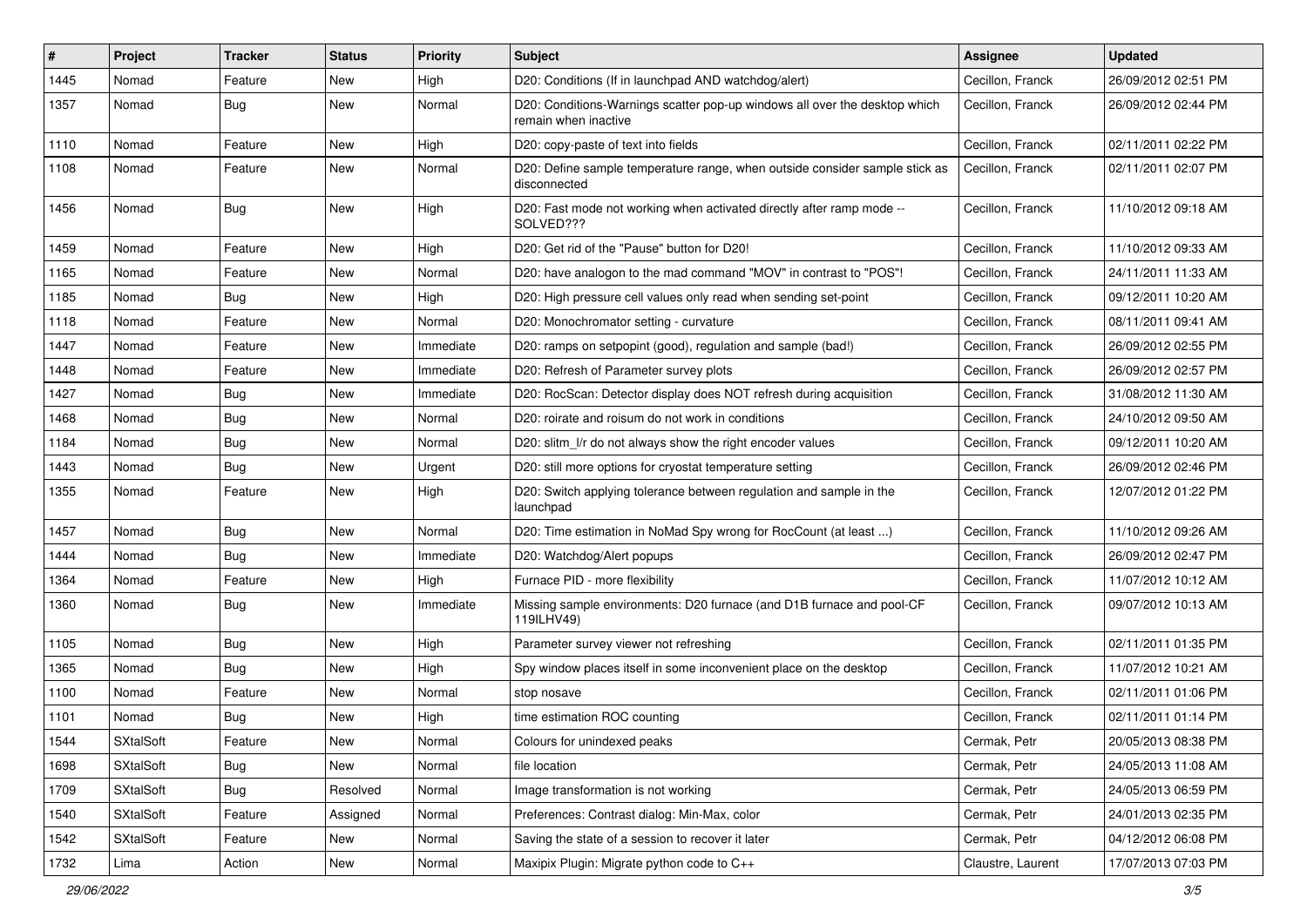| # | Project | Tracker | Status | Priority | Subject | Assignee | Updated |
| --- | --- | --- | --- | --- | --- | --- | --- |
| 1445 | Nomad | Feature | New | High | D20: Conditions (If in launchpad AND watchdog/alert) | Cecillon, Franck | 26/09/2012 02:51 PM |
| 1357 | Nomad | Bug | New | Normal | D20: Conditions-Warnings scatter pop-up windows all over the desktop which remain when inactive | Cecillon, Franck | 26/09/2012 02:44 PM |
| 1110 | Nomad | Feature | New | High | D20: copy-paste of text into fields | Cecillon, Franck | 02/11/2011 02:22 PM |
| 1108 | Nomad | Feature | New | Normal | D20: Define sample temperature range, when outside consider sample stick as disconnected | Cecillon, Franck | 02/11/2011 02:07 PM |
| 1456 | Nomad | Bug | New | High | D20: Fast mode not working when activated directly after ramp mode -- SOLVED??? | Cecillon, Franck | 11/10/2012 09:18 AM |
| 1459 | Nomad | Feature | New | High | D20: Get rid of the "Pause" button for D20! | Cecillon, Franck | 11/10/2012 09:33 AM |
| 1165 | Nomad | Feature | New | Normal | D20: have analogon to the mad command "MOV" in contrast to "POS"! | Cecillon, Franck | 24/11/2011 11:33 AM |
| 1185 | Nomad | Bug | New | High | D20: High pressure cell values only read when sending set-point | Cecillon, Franck | 09/12/2011 10:20 AM |
| 1118 | Nomad | Feature | New | Normal | D20: Monochromator setting - curvature | Cecillon, Franck | 08/11/2011 09:41 AM |
| 1447 | Nomad | Feature | New | Immediate | D20: ramps on setpopint (good), regulation and sample (bad!) | Cecillon, Franck | 26/09/2012 02:55 PM |
| 1448 | Nomad | Feature | New | Immediate | D20: Refresh of Parameter survey plots | Cecillon, Franck | 26/09/2012 02:57 PM |
| 1427 | Nomad | Bug | New | Immediate | D20: RocScan: Detector display does NOT refresh during acquisition | Cecillon, Franck | 31/08/2012 11:30 AM |
| 1468 | Nomad | Bug | New | Normal | D20: roirate and roisum do not work in conditions | Cecillon, Franck | 24/10/2012 09:50 AM |
| 1184 | Nomad | Bug | New | Normal | D20: slitm_l/r do not always show the right encoder values | Cecillon, Franck | 09/12/2011 10:20 AM |
| 1443 | Nomad | Bug | New | Urgent | D20: still more options for cryostat temperature setting | Cecillon, Franck | 26/09/2012 02:46 PM |
| 1355 | Nomad | Feature | New | High | D20: Switch applying tolerance between regulation and sample in the launchpad | Cecillon, Franck | 12/07/2012 01:22 PM |
| 1457 | Nomad | Bug | New | Normal | D20: Time estimation in NoMad Spy wrong for RocCount (at least ...) | Cecillon, Franck | 11/10/2012 09:26 AM |
| 1444 | Nomad | Bug | New | Immediate | D20: Watchdog/Alert popups | Cecillon, Franck | 26/09/2012 02:47 PM |
| 1364 | Nomad | Feature | New | High | Furnace PID - more flexibility | Cecillon, Franck | 11/07/2012 10:12 AM |
| 1360 | Nomad | Bug | New | Immediate | Missing sample environments: D20 furnace (and D1B furnace and pool-CF 119ILHV49) | Cecillon, Franck | 09/07/2012 10:13 AM |
| 1105 | Nomad | Bug | New | High | Parameter survey viewer not refreshing | Cecillon, Franck | 02/11/2011 01:35 PM |
| 1365 | Nomad | Bug | New | High | Spy window places itself in some inconvenient place on the desktop | Cecillon, Franck | 11/07/2012 10:21 AM |
| 1100 | Nomad | Feature | New | Normal | stop nosave | Cecillon, Franck | 02/11/2011 01:06 PM |
| 1101 | Nomad | Bug | New | High | time estimation ROC counting | Cecillon, Franck | 02/11/2011 01:14 PM |
| 1544 | SXtalSoft | Feature | New | Normal | Colours for unindexed peaks | Cermak, Petr | 20/05/2013 08:38 PM |
| 1698 | SXtalSoft | Bug | New | Normal | file location | Cermak, Petr | 24/05/2013 11:08 AM |
| 1709 | SXtalSoft | Bug | Resolved | Normal | Image transformation is not working | Cermak, Petr | 24/05/2013 06:59 PM |
| 1540 | SXtalSoft | Feature | Assigned | Normal | Preferences: Contrast dialog: Min-Max, color | Cermak, Petr | 24/01/2013 02:35 PM |
| 1542 | SXtalSoft | Feature | New | Normal | Saving the state of a session to recover it later | Cermak, Petr | 04/12/2012 06:08 PM |
| 1732 | Lima | Action | New | Normal | Maxipix Plugin: Migrate python code to C++ | Claustre, Laurent | 17/07/2013 07:03 PM |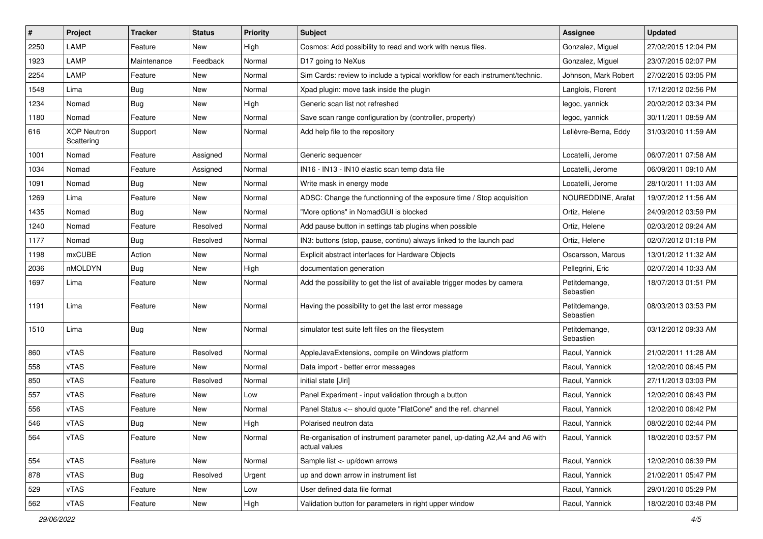| # | Project | Tracker | Status | Priority | Subject | Assignee | Updated |
|---|---|---|---|---|---|---|---|
| 2250 | LAMP | Feature | New | High | Cosmos: Add possibility to read and work with nexus files. | Gonzalez, Miguel | 27/02/2015 12:04 PM |
| 1923 | LAMP | Maintenance | Feedback | Normal | D17 going to NeXus | Gonzalez, Miguel | 23/07/2015 02:07 PM |
| 2254 | LAMP | Feature | New | Normal | Sim Cards: review to include a typical workflow for each instrument/technic. | Johnson, Mark Robert | 27/02/2015 03:05 PM |
| 1548 | Lima | Bug | New | Normal | Xpad plugin: move task inside the plugin | Langlois, Florent | 17/12/2012 02:56 PM |
| 1234 | Nomad | Bug | New | High | Generic scan list not refreshed | legoc, yannick | 20/02/2012 03:34 PM |
| 1180 | Nomad | Feature | New | Normal | Save scan range configuration by (controller, property) | legoc, yannick | 30/11/2011 08:59 AM |
| 616 | XOP Neutron Scattering | Support | New | Normal | Add help file to the repository | Lelièvre-Berna, Eddy | 31/03/2010 11:59 AM |
| 1001 | Nomad | Feature | Assigned | Normal | Generic sequencer | Locatelli, Jerome | 06/07/2011 07:58 AM |
| 1034 | Nomad | Feature | Assigned | Normal | IN16 - IN13 - IN10 elastic scan temp data file | Locatelli, Jerome | 06/09/2011 09:10 AM |
| 1091 | Nomad | Bug | New | Normal | Write mask in energy mode | Locatelli, Jerome | 28/10/2011 11:03 AM |
| 1269 | Lima | Feature | New | Normal | ADSC: Change the functionning of the exposure time / Stop acquisition | NOUREDDINE, Arafat | 19/07/2012 11:56 AM |
| 1435 | Nomad | Bug | New | Normal | "More options" in NomadGUI is blocked | Ortiz, Helene | 24/09/2012 03:59 PM |
| 1240 | Nomad | Feature | Resolved | Normal | Add pause button in settings tab plugins when possible | Ortiz, Helene | 02/03/2012 09:24 AM |
| 1177 | Nomad | Bug | Resolved | Normal | IN3: buttons (stop, pause, continu) always linked to the launch pad | Ortiz, Helene | 02/07/2012 01:18 PM |
| 1198 | mxCUBE | Action | New | Normal | Explicit abstract interfaces for Hardware Objects | Oscarsson, Marcus | 13/01/2012 11:32 AM |
| 2036 | nMOLDYN | Bug | New | High | documentation generation | Pellegrini, Eric | 02/07/2014 10:33 AM |
| 1697 | Lima | Feature | New | Normal | Add the possibility to get the list of available trigger modes by camera | Petitdemange, Sebastien | 18/07/2013 01:51 PM |
| 1191 | Lima | Feature | New | Normal | Having the possibility to get the last error message | Petitdemange, Sebastien | 08/03/2013 03:53 PM |
| 1510 | Lima | Bug | New | Normal | simulator test suite left files on the filesystem | Petitdemange, Sebastien | 03/12/2012 09:33 AM |
| 860 | vTAS | Feature | Resolved | Normal | AppleJavaExtensions, compile on Windows platform | Raoul, Yannick | 21/02/2011 11:28 AM |
| 558 | vTAS | Feature | New | Normal | Data import - better error messages | Raoul, Yannick | 12/02/2010 06:45 PM |
| 850 | vTAS | Feature | Resolved | Normal | initial state [Jiri] | Raoul, Yannick | 27/11/2013 03:03 PM |
| 557 | vTAS | Feature | New | Low | Panel Experiment - input validation through a button | Raoul, Yannick | 12/02/2010 06:43 PM |
| 556 | vTAS | Feature | New | Normal | Panel Status <-- should quote "FlatCone" and the ref. channel | Raoul, Yannick | 12/02/2010 06:42 PM |
| 546 | vTAS | Bug | New | High | Polarised neutron data | Raoul, Yannick | 08/02/2010 02:44 PM |
| 564 | vTAS | Feature | New | Normal | Re-organisation of instrument parameter panel, up-dating A2,A4 and A6 with actual values | Raoul, Yannick | 18/02/2010 03:57 PM |
| 554 | vTAS | Feature | New | Normal | Sample list <- up/down arrows | Raoul, Yannick | 12/02/2010 06:39 PM |
| 878 | vTAS | Bug | Resolved | Urgent | up and down arrow in instrument list | Raoul, Yannick | 21/02/2011 05:47 PM |
| 529 | vTAS | Feature | New | Low | User defined data file format | Raoul, Yannick | 29/01/2010 05:29 PM |
| 562 | vTAS | Feature | New | High | Validation button for parameters in right upper window | Raoul, Yannick | 18/02/2010 03:48 PM |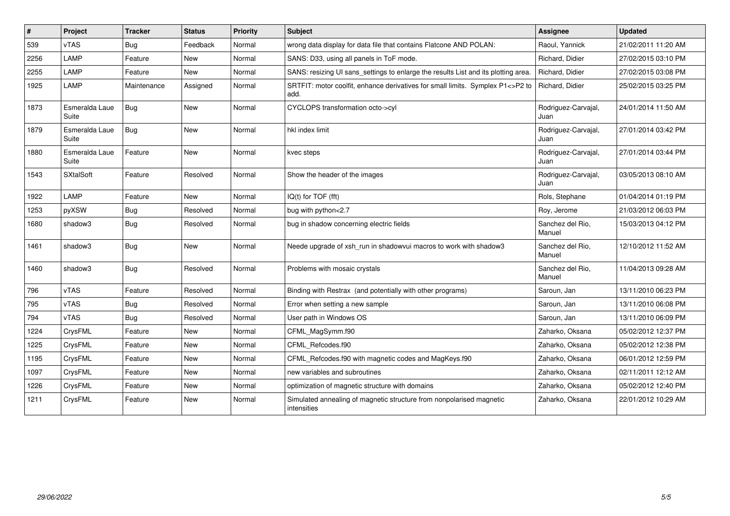| # | Project | Tracker | Status | Priority | Subject | Assignee | Updated |
|---|---|---|---|---|---|---|---|
| 539 | vTAS | Bug | Feedback | Normal | wrong data display for data file that contains Flatcone AND POLAN: | Raoul, Yannick | 21/02/2011 11:20 AM |
| 2256 | LAMP | Feature | New | Normal | SANS: D33, using all panels in ToF mode. | Richard, Didier | 27/02/2015 03:10 PM |
| 2255 | LAMP | Feature | New | Normal | SANS: resizing UI sans_settings to enlarge the results List and its plotting area. | Richard, Didier | 27/02/2015 03:08 PM |
| 1925 | LAMP | Maintenance | Assigned | Normal | SRTFIT: motor coolfit, enhance derivatives for small limits. Symplex P1<>P2 to add. | Richard, Didier | 25/02/2015 03:25 PM |
| 1873 | Esmeralda Laue Suite | Bug | New | Normal | CYCLOPS transformation octo->cyl | Rodriguez-Carvajal, Juan | 24/01/2014 11:50 AM |
| 1879 | Esmeralda Laue Suite | Bug | New | Normal | hkl index limit | Rodriguez-Carvajal, Juan | 27/01/2014 03:42 PM |
| 1880 | Esmeralda Laue Suite | Feature | New | Normal | kvec steps | Rodriguez-Carvajal, Juan | 27/01/2014 03:44 PM |
| 1543 | SXtalSoft | Feature | Resolved | Normal | Show the header of the images | Rodriguez-Carvajal, Juan | 03/05/2013 08:10 AM |
| 1922 | LAMP | Feature | New | Normal | IQ(t) for TOF (fft) | Rols, Stephane | 01/04/2014 01:19 PM |
| 1253 | pyXSW | Bug | Resolved | Normal | bug with python<2.7 | Roy, Jerome | 21/03/2012 06:03 PM |
| 1680 | shadow3 | Bug | Resolved | Normal | bug in shadow concerning electric fields | Sanchez del Rio, Manuel | 15/03/2013 04:12 PM |
| 1461 | shadow3 | Bug | New | Normal | Neede upgrade of xsh_run in shadowvui macros to work with shadow3 | Sanchez del Rio, Manuel | 12/10/2012 11:52 AM |
| 1460 | shadow3 | Bug | Resolved | Normal | Problems with mosaic crystals | Sanchez del Rio, Manuel | 11/04/2013 09:28 AM |
| 796 | vTAS | Feature | Resolved | Normal | Binding with Restrax (and potentially with other programs) | Saroun, Jan | 13/11/2010 06:23 PM |
| 795 | vTAS | Bug | Resolved | Normal | Error when setting a new sample | Saroun, Jan | 13/11/2010 06:08 PM |
| 794 | vTAS | Bug | Resolved | Normal | User path in Windows OS | Saroun, Jan | 13/11/2010 06:09 PM |
| 1224 | CrysFML | Feature | New | Normal | CFML_MagSymm.f90 | Zaharko, Oksana | 05/02/2012 12:37 PM |
| 1225 | CrysFML | Feature | New | Normal | CFML_Refcodes.f90 | Zaharko, Oksana | 05/02/2012 12:38 PM |
| 1195 | CrysFML | Feature | New | Normal | CFML_Refcodes.f90 with magnetic codes and MagKeys.f90 | Zaharko, Oksana | 06/01/2012 12:59 PM |
| 1097 | CrysFML | Feature | New | Normal | new variables and subroutines | Zaharko, Oksana | 02/11/2011 12:12 AM |
| 1226 | CrysFML | Feature | New | Normal | optimization of magnetic structure with domains | Zaharko, Oksana | 05/02/2012 12:40 PM |
| 1211 | CrysFML | Feature | New | Normal | Simulated annealing of magnetic structure from nonpolarised magnetic intensities | Zaharko, Oksana | 22/01/2012 10:29 AM |